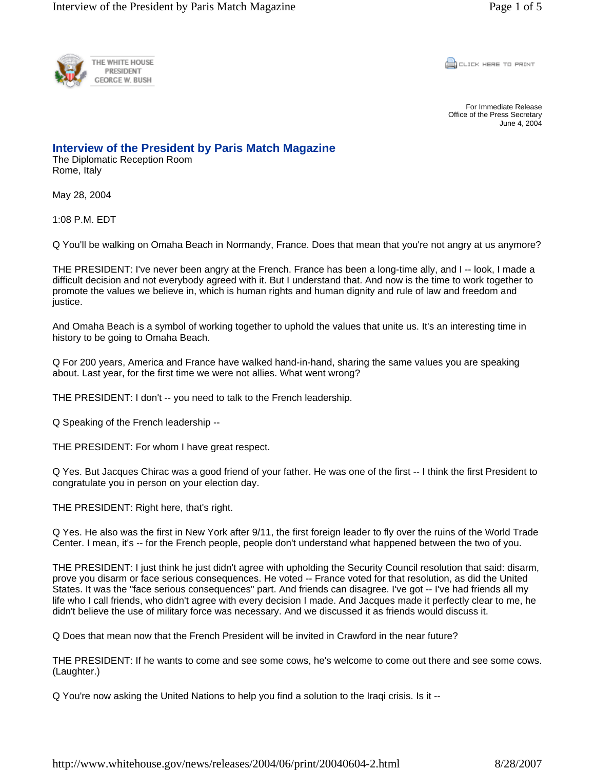THE WHITE HOUSE
PRESIDENT
GEORGE W. BUSH

CLICK HERE TO PRINT

For Immediate Release
Office of the Press Secretary
June 4, 2004

## Interview of the President by Paris Match Magazine

The Diplomatic Reception Room
Rome, Italy

May 28, 2004

1:08 P.M. EDT

Q You'll be walking on Omaha Beach in Normandy, France. Does that mean that you're not angry at us anymore?

THE PRESIDENT: I've never been angry at the French. France has been a long-time ally, and I -- look, I made a difficult decision and not everybody agreed with it. But I understand that. And now is the time to work together to promote the values we believe in, which is human rights and human dignity and rule of law and freedom and justice.

And Omaha Beach is a symbol of working together to uphold the values that unite us. It's an interesting time in history to be going to Omaha Beach.

Q For 200 years, America and France have walked hand-in-hand, sharing the same values you are speaking about. Last year, for the first time we were not allies. What went wrong?

THE PRESIDENT: I don't -- you need to talk to the French leadership.

Q Speaking of the French leadership --

THE PRESIDENT: For whom I have great respect.

Q Yes. But Jacques Chirac was a good friend of your father. He was one of the first -- I think the first President to congratulate you in person on your election day.

THE PRESIDENT: Right here, that's right.

Q Yes. He also was the first in New York after 9/11, the first foreign leader to fly over the ruins of the World Trade Center. I mean, it's -- for the French people, people don't understand what happened between the two of you.

THE PRESIDENT: I just think he just didn't agree with upholding the Security Council resolution that said: disarm, prove you disarm or face serious consequences. He voted -- France voted for that resolution, as did the United States. It was the "face serious consequences" part. And friends can disagree. I've got -- I've had friends all my life who I call friends, who didn't agree with every decision I made. And Jacques made it perfectly clear to me, he didn't believe the use of military force was necessary. And we discussed it as friends would discuss it.

Q Does that mean now that the French President will be invited in Crawford in the near future?

THE PRESIDENT: If he wants to come and see some cows, he's welcome to come out there and see some cows. (Laughter.)

Q You're now asking the United Nations to help you find a solution to the Iraqi crisis. Is it --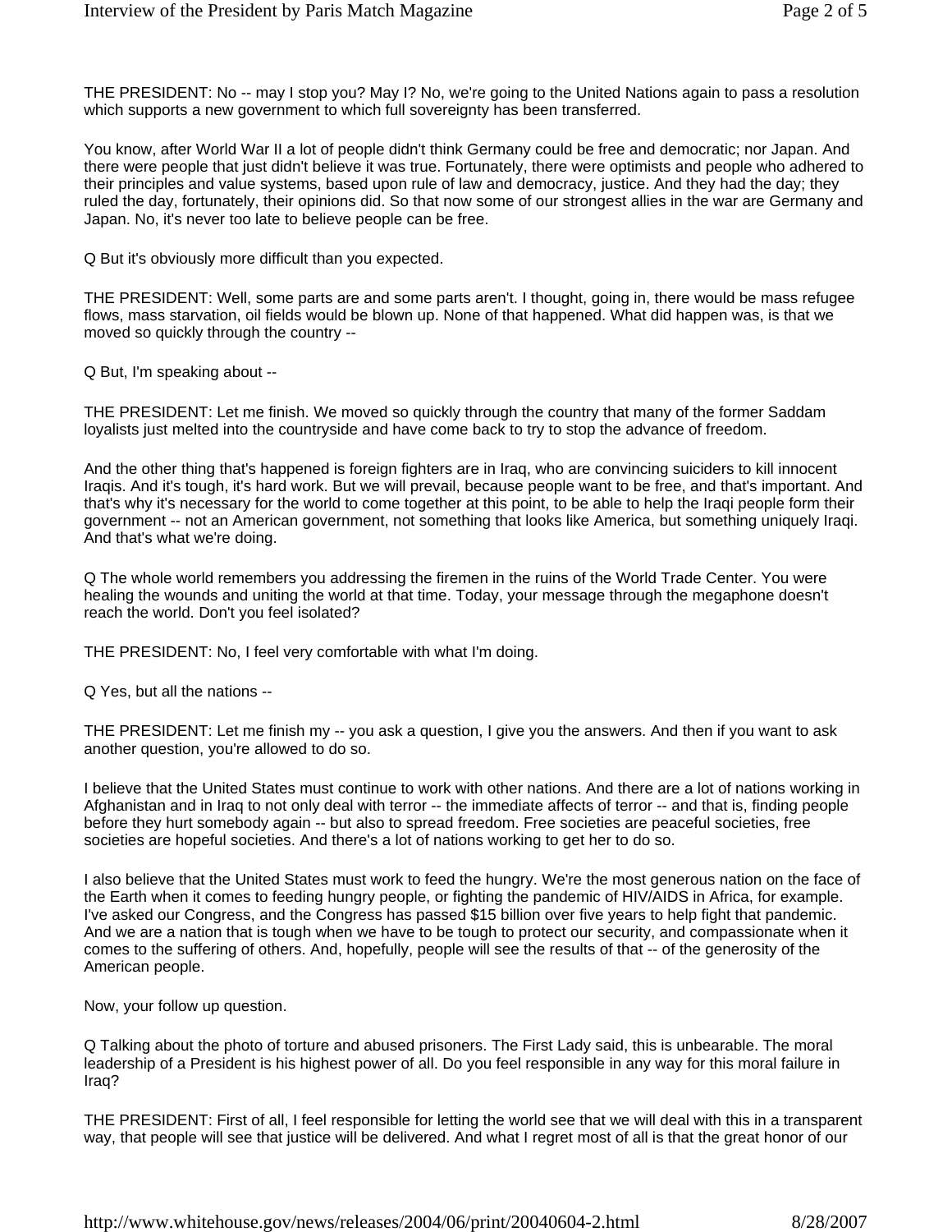THE PRESIDENT: No -- may I stop you? May I? No, we're going to the United Nations again to pass a resolution which supports a new government to which full sovereignty has been transferred.

You know, after World War II a lot of people didn't think Germany could be free and democratic; nor Japan. And there were people that just didn't believe it was true. Fortunately, there were optimists and people who adhered to their principles and value systems, based upon rule of law and democracy, justice. And they had the day; they ruled the day, fortunately, their opinions did. So that now some of our strongest allies in the war are Germany and Japan. No, it's never too late to believe people can be free.

Q But it's obviously more difficult than you expected.

THE PRESIDENT: Well, some parts are and some parts aren't. I thought, going in, there would be mass refugee flows, mass starvation, oil fields would be blown up. None of that happened. What did happen was, is that we moved so quickly through the country --

Q But, I'm speaking about --

THE PRESIDENT: Let me finish. We moved so quickly through the country that many of the former Saddam loyalists just melted into the countryside and have come back to try to stop the advance of freedom.

And the other thing that's happened is foreign fighters are in Iraq, who are convincing suiciders to kill innocent Iraqis. And it's tough, it's hard work. But we will prevail, because people want to be free, and that's important. And that's why it's necessary for the world to come together at this point, to be able to help the Iraqi people form their government -- not an American government, not something that looks like America, but something uniquely Iraqi. And that's what we're doing.

Q The whole world remembers you addressing the firemen in the ruins of the World Trade Center. You were healing the wounds and uniting the world at that time. Today, your message through the megaphone doesn't reach the world. Don't you feel isolated?

THE PRESIDENT: No, I feel very comfortable with what I'm doing.

Q Yes, but all the nations --

THE PRESIDENT: Let me finish my -- you ask a question, I give you the answers. And then if you want to ask another question, you're allowed to do so.

I believe that the United States must continue to work with other nations. And there are a lot of nations working in Afghanistan and in Iraq to not only deal with terror -- the immediate affects of terror -- and that is, finding people before they hurt somebody again -- but also to spread freedom. Free societies are peaceful societies, free societies are hopeful societies. And there's a lot of nations working to get her to do so.

I also believe that the United States must work to feed the hungry. We're the most generous nation on the face of the Earth when it comes to feeding hungry people, or fighting the pandemic of HIV/AIDS in Africa, for example. I've asked our Congress, and the Congress has passed $15 billion over five years to help fight that pandemic. And we are a nation that is tough when we have to be tough to protect our security, and compassionate when it comes to the suffering of others. And, hopefully, people will see the results of that -- of the generosity of the American people.

Now, your follow up question.

Q Talking about the photo of torture and abused prisoners. The First Lady said, this is unbearable. The moral leadership of a President is his highest power of all. Do you feel responsible in any way for this moral failure in Iraq?

THE PRESIDENT: First of all, I feel responsible for letting the world see that we will deal with this in a transparent way, that people will see that justice will be delivered. And what I regret most of all is that the great honor of our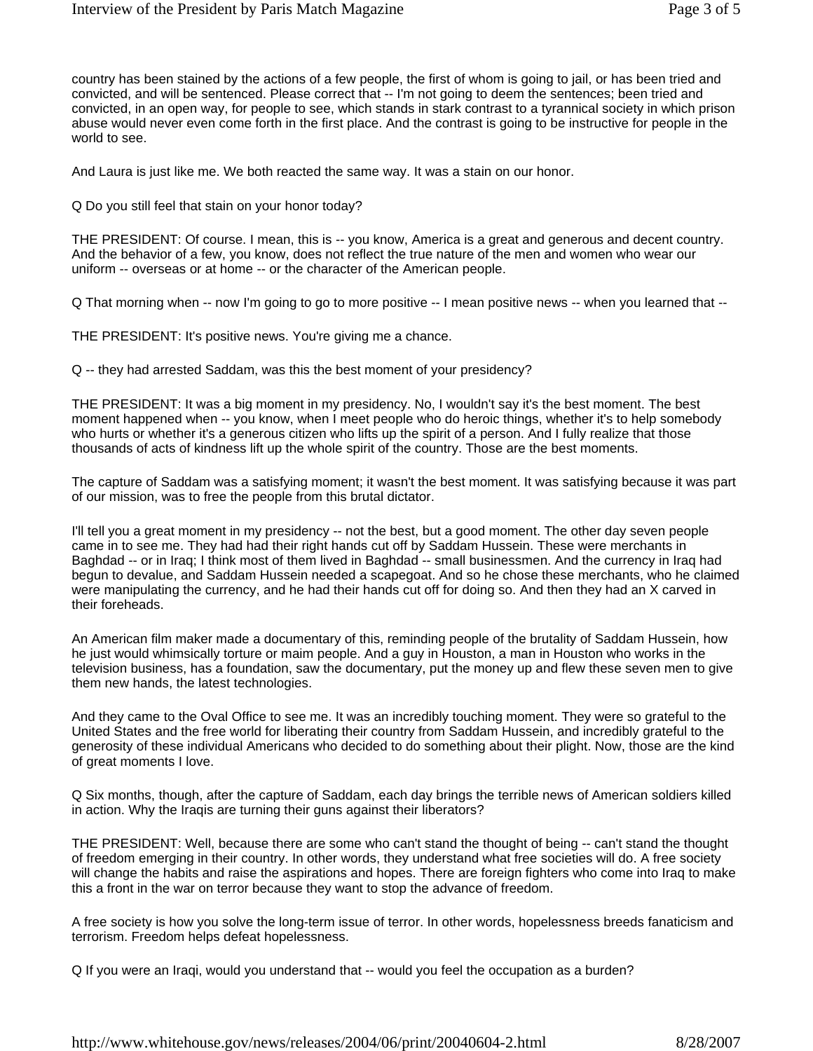country has been stained by the actions of a few people, the first of whom is going to jail, or has been tried and convicted, and will be sentenced. Please correct that -- I'm not going to deem the sentences; been tried and convicted, in an open way, for people to see, which stands in stark contrast to a tyrannical society in which prison abuse would never even come forth in the first place. And the contrast is going to be instructive for people in the world to see.

And Laura is just like me. We both reacted the same way. It was a stain on our honor.

Q Do you still feel that stain on your honor today?

THE PRESIDENT: Of course. I mean, this is -- you know, America is a great and generous and decent country. And the behavior of a few, you know, does not reflect the true nature of the men and women who wear our uniform -- overseas or at home -- or the character of the American people.

Q That morning when -- now I'm going to go to more positive -- I mean positive news -- when you learned that --

THE PRESIDENT: It's positive news. You're giving me a chance.

Q -- they had arrested Saddam, was this the best moment of your presidency?

THE PRESIDENT: It was a big moment in my presidency. No, I wouldn't say it's the best moment. The best moment happened when -- you know, when I meet people who do heroic things, whether it's to help somebody who hurts or whether it's a generous citizen who lifts up the spirit of a person. And I fully realize that those thousands of acts of kindness lift up the whole spirit of the country. Those are the best moments.

The capture of Saddam was a satisfying moment; it wasn't the best moment. It was satisfying because it was part of our mission, was to free the people from this brutal dictator.

I'll tell you a great moment in my presidency -- not the best, but a good moment. The other day seven people came in to see me. They had had their right hands cut off by Saddam Hussein. These were merchants in Baghdad -- or in Iraq; I think most of them lived in Baghdad -- small businessmen. And the currency in Iraq had begun to devalue, and Saddam Hussein needed a scapegoat. And so he chose these merchants, who he claimed were manipulating the currency, and he had their hands cut off for doing so. And then they had an X carved in their foreheads.

An American film maker made a documentary of this, reminding people of the brutality of Saddam Hussein, how he just would whimsically torture or maim people. And a guy in Houston, a man in Houston who works in the television business, has a foundation, saw the documentary, put the money up and flew these seven men to give them new hands, the latest technologies.

And they came to the Oval Office to see me. It was an incredibly touching moment. They were so grateful to the United States and the free world for liberating their country from Saddam Hussein, and incredibly grateful to the generosity of these individual Americans who decided to do something about their plight. Now, those are the kind of great moments I love.

Q Six months, though, after the capture of Saddam, each day brings the terrible news of American soldiers killed in action. Why the Iraqis are turning their guns against their liberators?

THE PRESIDENT: Well, because there are some who can't stand the thought of being -- can't stand the thought of freedom emerging in their country. In other words, they understand what free societies will do. A free society will change the habits and raise the aspirations and hopes. There are foreign fighters who come into Iraq to make this a front in the war on terror because they want to stop the advance of freedom.

A free society is how you solve the long-term issue of terror. In other words, hopelessness breeds fanaticism and terrorism. Freedom helps defeat hopelessness.

Q If you were an Iraqi, would you understand that -- would you feel the occupation as a burden?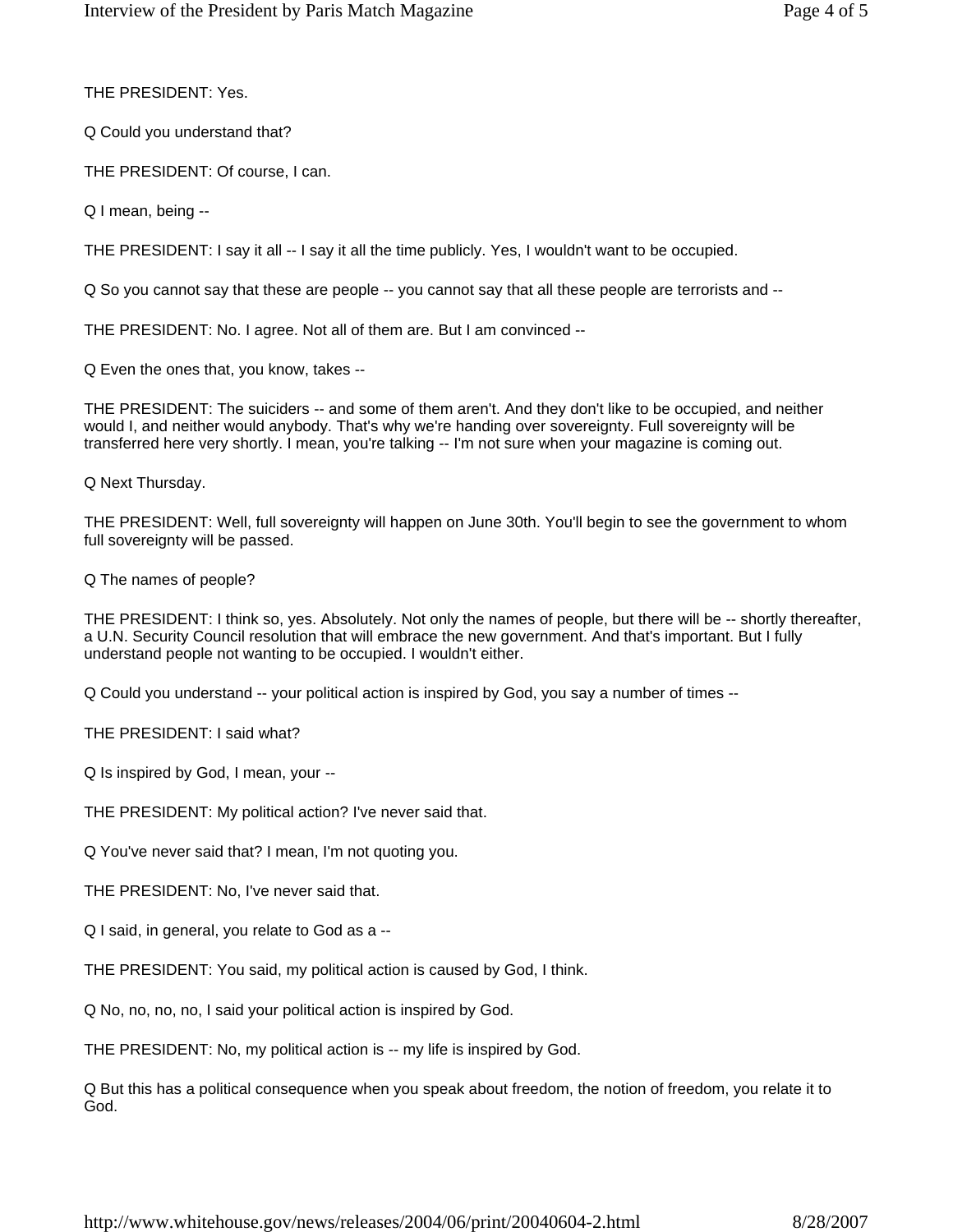THE PRESIDENT: Yes.

Q Could you understand that?

THE PRESIDENT: Of course, I can.

Q I mean, being --

THE PRESIDENT: I say it all -- I say it all the time publicly. Yes, I wouldn't want to be occupied.

Q So you cannot say that these are people -- you cannot say that all these people are terrorists and --

THE PRESIDENT: No. I agree. Not all of them are. But I am convinced --

Q Even the ones that, you know, takes --

THE PRESIDENT: The suiciders -- and some of them aren't. And they don't like to be occupied, and neither would I, and neither would anybody. That's why we're handing over sovereignty. Full sovereignty will be transferred here very shortly. I mean, you're talking -- I'm not sure when your magazine is coming out.

Q Next Thursday.

THE PRESIDENT: Well, full sovereignty will happen on June 30th. You'll begin to see the government to whom full sovereignty will be passed.

Q The names of people?

THE PRESIDENT: I think so, yes. Absolutely. Not only the names of people, but there will be -- shortly thereafter, a U.N. Security Council resolution that will embrace the new government. And that's important. But I fully understand people not wanting to be occupied. I wouldn't either.

Q Could you understand -- your political action is inspired by God, you say a number of times --

THE PRESIDENT: I said what?

Q Is inspired by God, I mean, your --

THE PRESIDENT: My political action? I've never said that.

Q You've never said that? I mean, I'm not quoting you.

THE PRESIDENT: No, I've never said that.

Q I said, in general, you relate to God as a --

THE PRESIDENT: You said, my political action is caused by God, I think.

Q No, no, no, no, I said your political action is inspired by God.

THE PRESIDENT: No, my political action is -- my life is inspired by God.

Q But this has a political consequence when you speak about freedom, the notion of freedom, you relate it to God.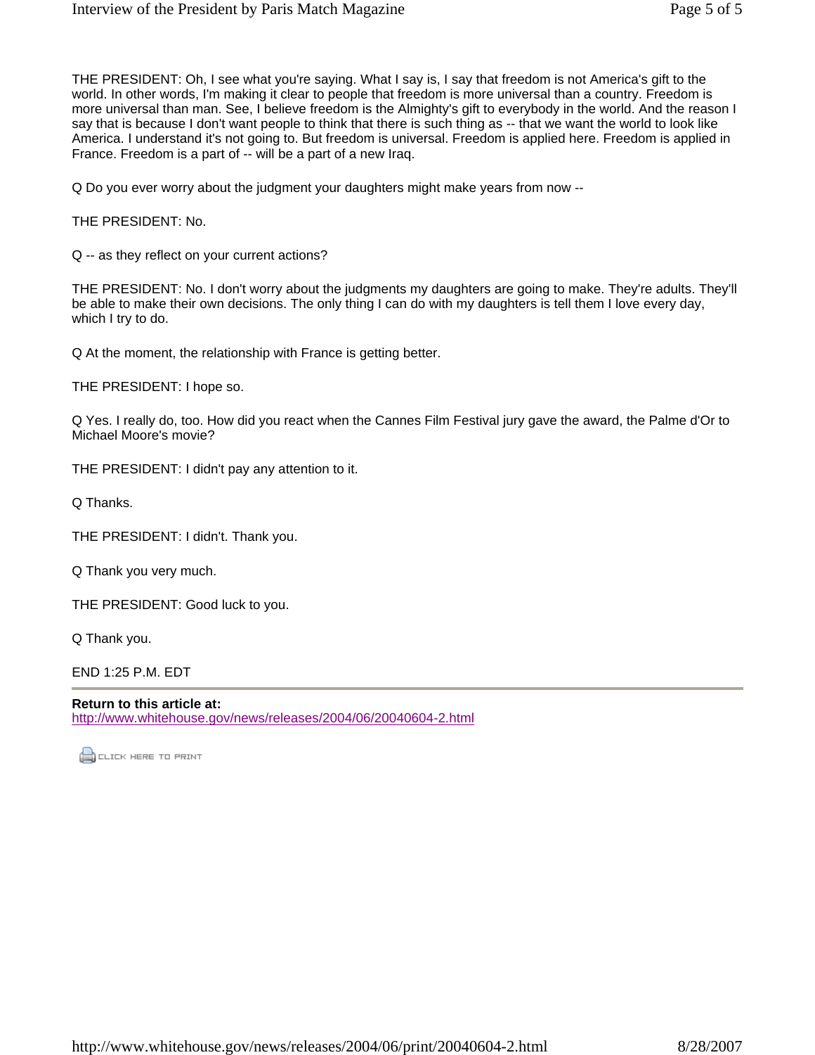THE PRESIDENT: Oh, I see what you're saying. What I say is, I say that freedom is not America's gift to the world. In other words, I'm making it clear to people that freedom is more universal than a country. Freedom is more universal than man. See, I believe freedom is the Almighty's gift to everybody in the world. And the reason I say that is because I don't want people to think that there is such thing as -- that we want the world to look like America. I understand it's not going to. But freedom is universal. Freedom is applied here. Freedom is applied in France. Freedom is a part of -- will be a part of a new Iraq.

Q Do you ever worry about the judgment your daughters might make years from now --

THE PRESIDENT: No.

Q -- as they reflect on your current actions?

THE PRESIDENT: No. I don't worry about the judgments my daughters are going to make. They're adults. They'll be able to make their own decisions. The only thing I can do with my daughters is tell them I love every day, which I try to do.

Q At the moment, the relationship with France is getting better.

THE PRESIDENT: I hope so.

Q Yes. I really do, too. How did you react when the Cannes Film Festival jury gave the award, the Palme d'Or to Michael Moore's movie?

THE PRESIDENT: I didn't pay any attention to it.

Q Thanks.

THE PRESIDENT: I didn't. Thank you.

Q Thank you very much.

THE PRESIDENT: Good luck to you.

Q Thank you.

END 1:25 P.M. EDT

---

**Return to this article at:**
http://www.whitehouse.gov/news/releases/2004/06/20040604-2.html

CLICK HERE TO PRINT